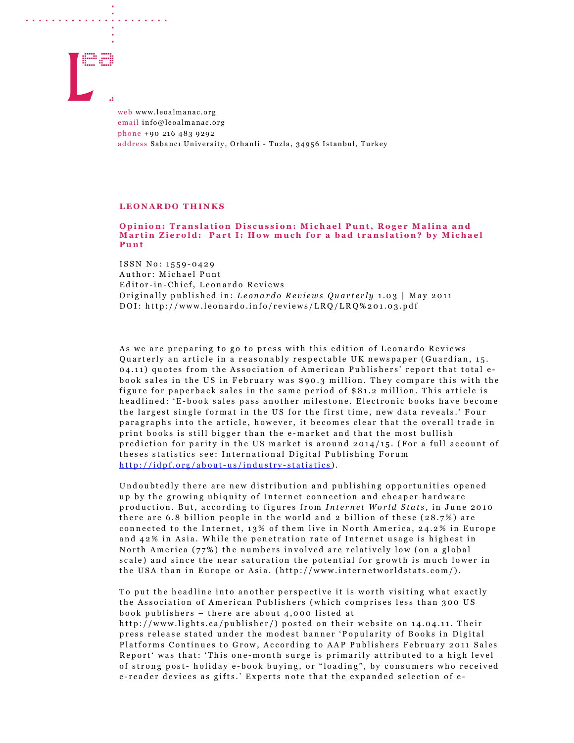web www.leoalmanac.org
email info@leoalmanac.org
phone +90 216 483 9292
address Sabancı University, Orhanli - Tuzla, 34956 Istanbul, Turkey

## LEONARDO THINKS

### Opinion: Translation Discussion: Michael Punt, Roger Malina and Martin Zierold: Part I: How much for a bad translation? by Michael Punt

ISSN No: 1559-0429
Author: Michael Punt
Editor-in-Chief, Leonardo Reviews
Originally published in: *Leonardo Reviews Quarterly* 1.03 | May 2011
DOI: http://www.leonardo.info/reviews/LRQ/LRQ%201.03.pdf

As we are preparing to go to press with this edition of Leonardo Reviews Quarterly an article in a reasonably respectable UK newspaper (Guardian, 15.04.11) quotes from the Association of American Publishers' report that total e-book sales in the US in February was $90.3 million. They compare this with the figure for paperback sales in the same period of $81.2 million. This article is headlined: 'E-book sales pass another milestone. Electronic books have become the largest single format in the US for the first time, new data reveals.' Four paragraphs into the article, however, it becomes clear that the overall trade in print books is still bigger than the e-market and that the most bullish prediction for parity in the US market is around 2014/15. (For a full account of theses statistics see: International Digital Publishing Forum http://idpf.org/about-us/industry-statistics).

Undoubtedly there are new distribution and publishing opportunities opened up by the growing ubiquity of Internet connection and cheaper hardware production. But, according to figures from *Internet World Stats*, in June 2010 there are 6.8 billion people in the world and 2 billion of these (28.7%) are connected to the Internet, 13% of them live in North America, 24.2% in Europe and 42% in Asia. While the penetration rate of Internet usage is highest in North America (77%) the numbers involved are relatively low (on a global scale) and since the near saturation the potential for growth is much lower in the USA than in Europe or Asia. (http://www.internetworldstats.com/).

To put the headline into another perspective it is worth visiting what exactly the Association of American Publishers (which comprises less than 300 US book publishers – there are about 4,000 listed at http://www.lights.ca/publisher/) posted on their website on 14.04.11. Their press release stated under the modest banner 'Popularity of Books in Digital Platforms Continues to Grow, According to AAP Publishers February 2011 Sales Report' was that: 'This one-month surge is primarily attributed to a high level of strong post- holiday e-book buying, or "loading", by consumers who received e-reader devices as gifts.' Experts note that the expanded selection of e-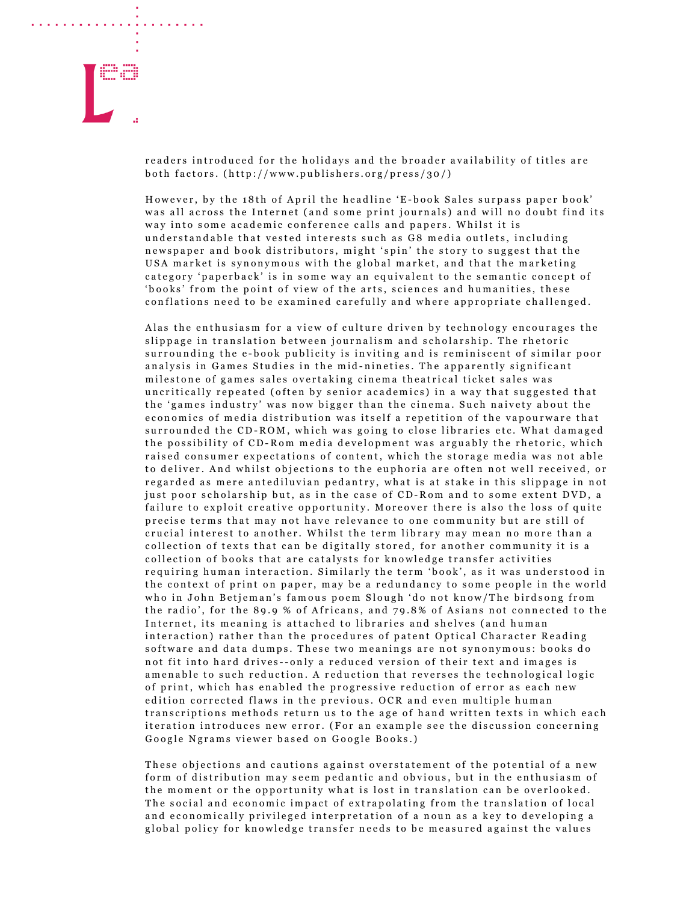readers introduced for the holidays and the broader availability of titles are both factors. (http://www.publishers.org/press/30/)

However, by the 18th of April the headline 'E-book Sales surpass paper book' was all across the Internet (and some print journals) and will no doubt find its way into some academic conference calls and papers. Whilst it is understandable that vested interests such as G8 media outlets, including newspaper and book distributors, might 'spin' the story to suggest that the USA market is synonymous with the global market, and that the marketing category 'paperback' is in some way an equivalent to the semantic concept of 'books' from the point of view of the arts, sciences and humanities, these conflations need to be examined carefully and where appropriate challenged.

Alas the enthusiasm for a view of culture driven by technology encourages the slippage in translation between journalism and scholarship. The rhetoric surrounding the e-book publicity is inviting and is reminiscent of similar poor analysis in Games Studies in the mid-nineties. The apparently significant milestone of games sales overtaking cinema theatrical ticket sales was uncritically repeated (often by senior academics) in a way that suggested that the 'games industry' was now bigger than the cinema. Such naivety about the economics of media distribution was itself a repetition of the vapourware that surrounded the CD-ROM, which was going to close libraries etc. What damaged the possibility of CD-Rom media development was arguably the rhetoric, which raised consumer expectations of content, which the storage media was not able to deliver. And whilst objections to the euphoria are often not well received, or regarded as mere antediluvian pedantry, what is at stake in this slippage in not just poor scholarship but, as in the case of CD-Rom and to some extent DVD, a failure to exploit creative opportunity. Moreover there is also the loss of quite precise terms that may not have relevance to one community but are still of crucial interest to another. Whilst the term library may mean no more than a collection of texts that can be digitally stored, for another community it is a collection of books that are catalysts for knowledge transfer activities requiring human interaction. Similarly the term 'book', as it was understood in the context of print on paper, may be a redundancy to some people in the world who in John Betjeman's famous poem Slough 'do not know/The birdsong from the radio', for the 89.9 % of Africans, and 79.8% of Asians not connected to the Internet, its meaning is attached to libraries and shelves (and human interaction) rather than the procedures of patent Optical Character Reading software and data dumps. These two meanings are not synonymous: books do not fit into hard drives--only a reduced version of their text and images is amenable to such reduction. A reduction that reverses the technological logic of print, which has enabled the progressive reduction of error as each new edition corrected flaws in the previous. OCR and even multiple human transcriptions methods return us to the age of hand written texts in which each iteration introduces new error. (For an example see the discussion concerning Google Ngrams viewer based on Google Books.)

These objections and cautions against overstatement of the potential of a new form of distribution may seem pedantic and obvious, but in the enthusiasm of the moment or the opportunity what is lost in translation can be overlooked. The social and economic impact of extrapolating from the translation of local and economically privileged interpretation of a noun as a key to developing a global policy for knowledge transfer needs to be measured against the values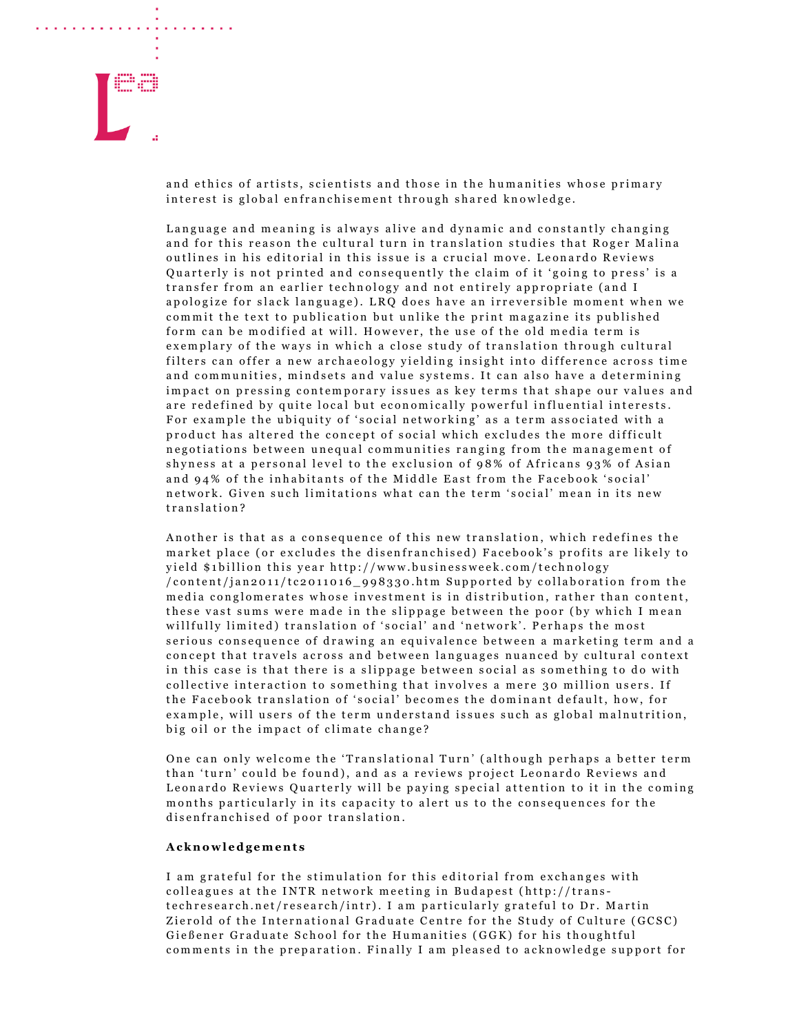and ethics of artists, scientists and those in the humanities whose primary interest is global enfranchisement through shared knowledge.

Language and meaning is always alive and dynamic and constantly changing and for this reason the cultural turn in translation studies that Roger Malina outlines in his editorial in this issue is a crucial move. Leonardo Reviews Quarterly is not printed and consequently the claim of it 'going to press' is a transfer from an earlier technology and not entirely appropriate (and I apologize for slack language). LRQ does have an irreversible moment when we commit the text to publication but unlike the print magazine its published form can be modified at will. However, the use of the old media term is exemplary of the ways in which a close study of translation through cultural filters can offer a new archaeology yielding insight into difference across time and communities, mindsets and value systems. It can also have a determining impact on pressing contemporary issues as key terms that shape our values and are redefined by quite local but economically powerful influential interests. For example the ubiquity of 'social networking' as a term associated with a product has altered the concept of social which excludes the more difficult negotiations between unequal communities ranging from the management of shyness at a personal level to the exclusion of 98% of Africans 93% of Asian and 94% of the inhabitants of the Middle East from the Facebook 'social' network. Given such limitations what can the term 'social' mean in its new translation?

Another is that as a consequence of this new translation, which redefines the market place (or excludes the disenfranchised) Facebook's profits are likely to yield $1billion this year http://www.businessweek.com/technology/content/jan2011/tc2011016_998330.htm Supported by collaboration from the media conglomerates whose investment is in distribution, rather than content, these vast sums were made in the slippage between the poor (by which I mean willfully limited) translation of 'social' and 'network'. Perhaps the most serious consequence of drawing an equivalence between a marketing term and a concept that travels across and between languages nuanced by cultural context in this case is that there is a slippage between social as something to do with collective interaction to something that involves a mere 30 million users. If the Facebook translation of 'social' becomes the dominant default, how, for example, will users of the term understand issues such as global malnutrition, big oil or the impact of climate change?

One can only welcome the 'Translational Turn' (although perhaps a better term than 'turn' could be found), and as a reviews project Leonardo Reviews and Leonardo Reviews Quarterly will be paying special attention to it in the coming months particularly in its capacity to alert us to the consequences for the disenfranchised of poor translation.

**Acknowledgements**

I am grateful for the stimulation for this editorial from exchanges with colleagues at the INTR network meeting in Budapest (http://trans-techresearch.net/research/intr). I am particularly grateful to Dr. Martin Zierold of the International Graduate Centre for the Study of Culture (GCSC) Gießener Graduate School for the Humanities (GGK) for his thoughtful comments in the preparation. Finally I am pleased to acknowledge support for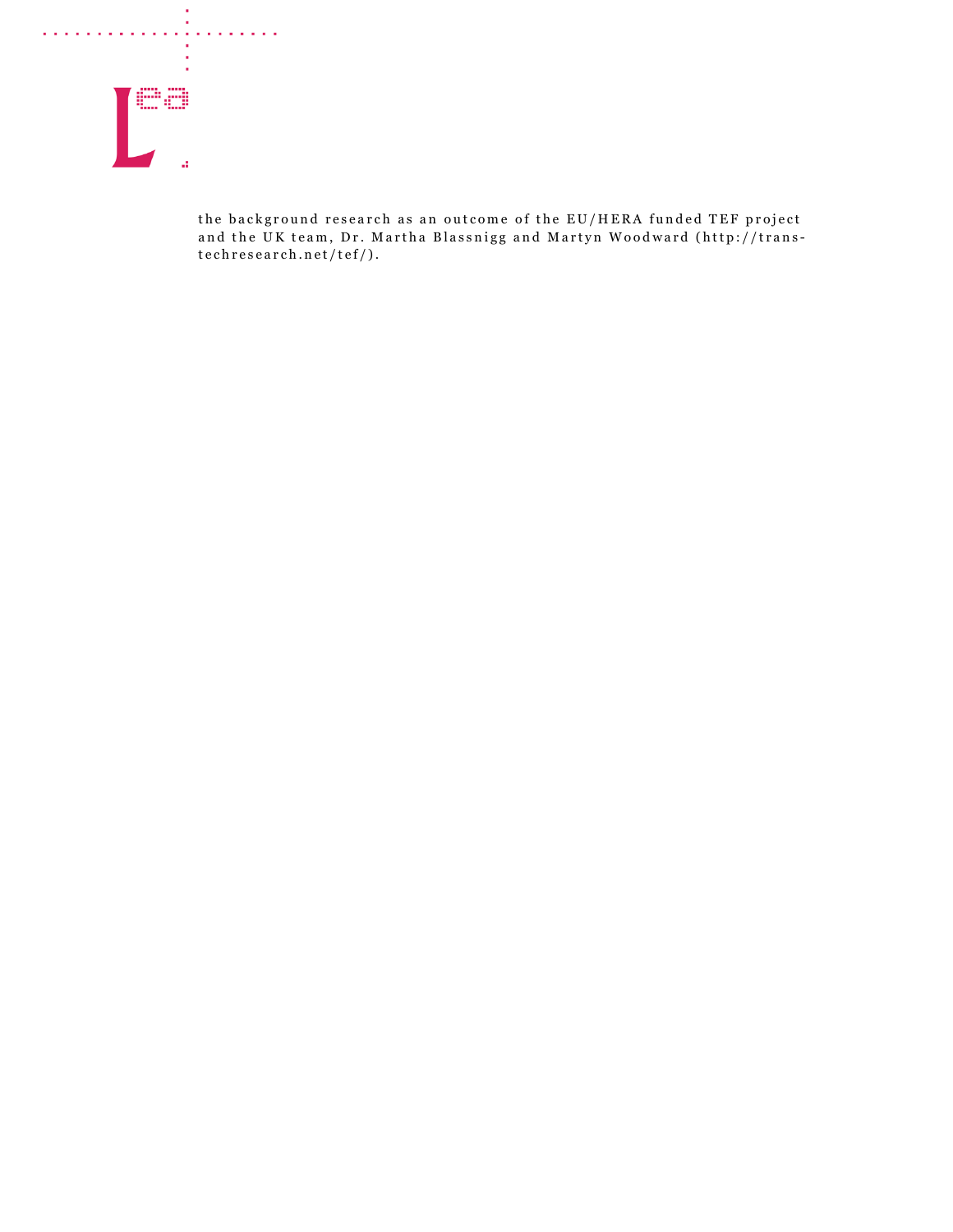the background research as an outcome of the EU/HERA funded TEF project and the UK team, Dr. Martha Blassnigg and Martyn Woodward (http://trans-techresearch.net/tef/).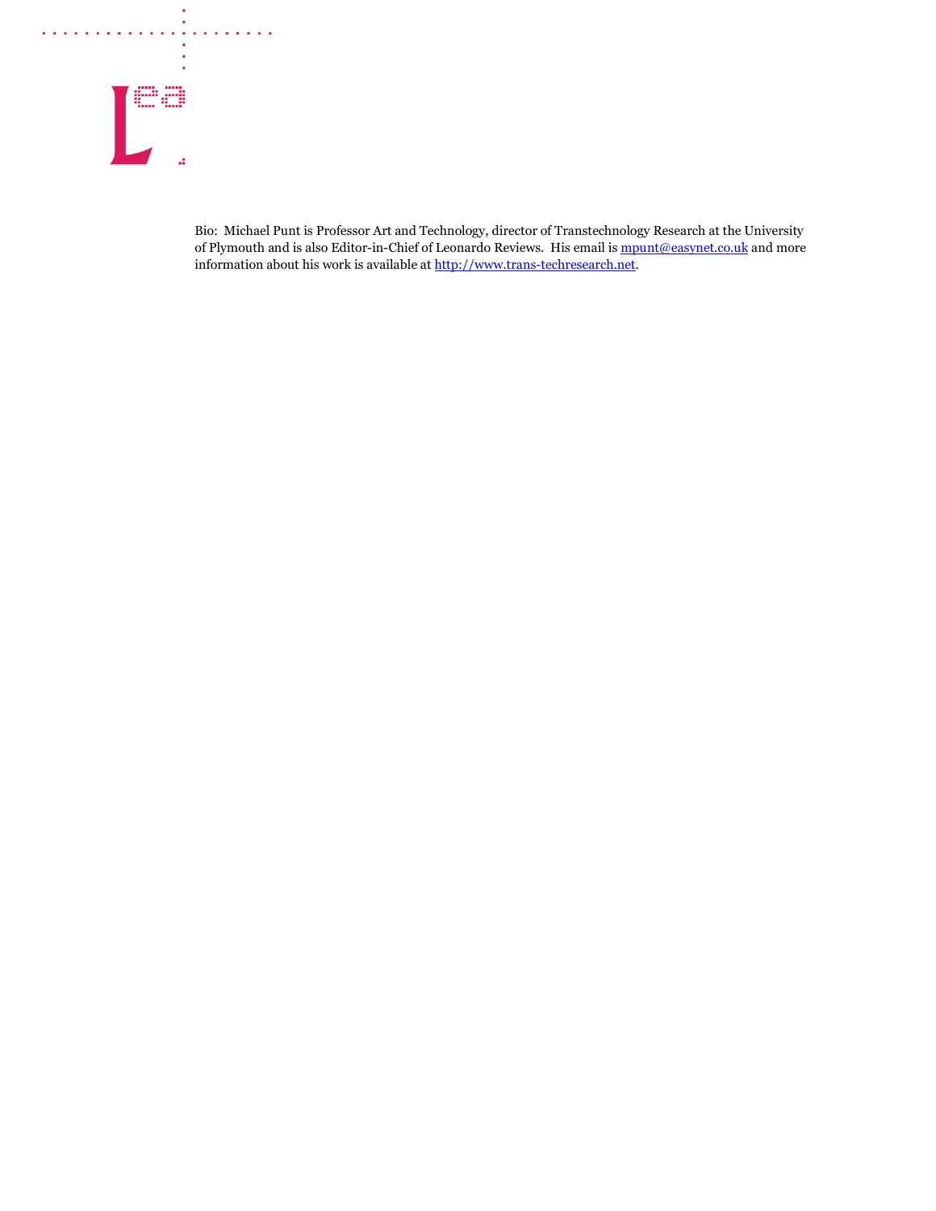Bio: Michael Punt is Professor Art and Technology, director of Transtechnology Research at the University of Plymouth and is also Editor-in-Chief of Leonardo Reviews. His email is mpunt@easynet.co.uk and more information about his work is available at http://www.trans-techresearch.net.